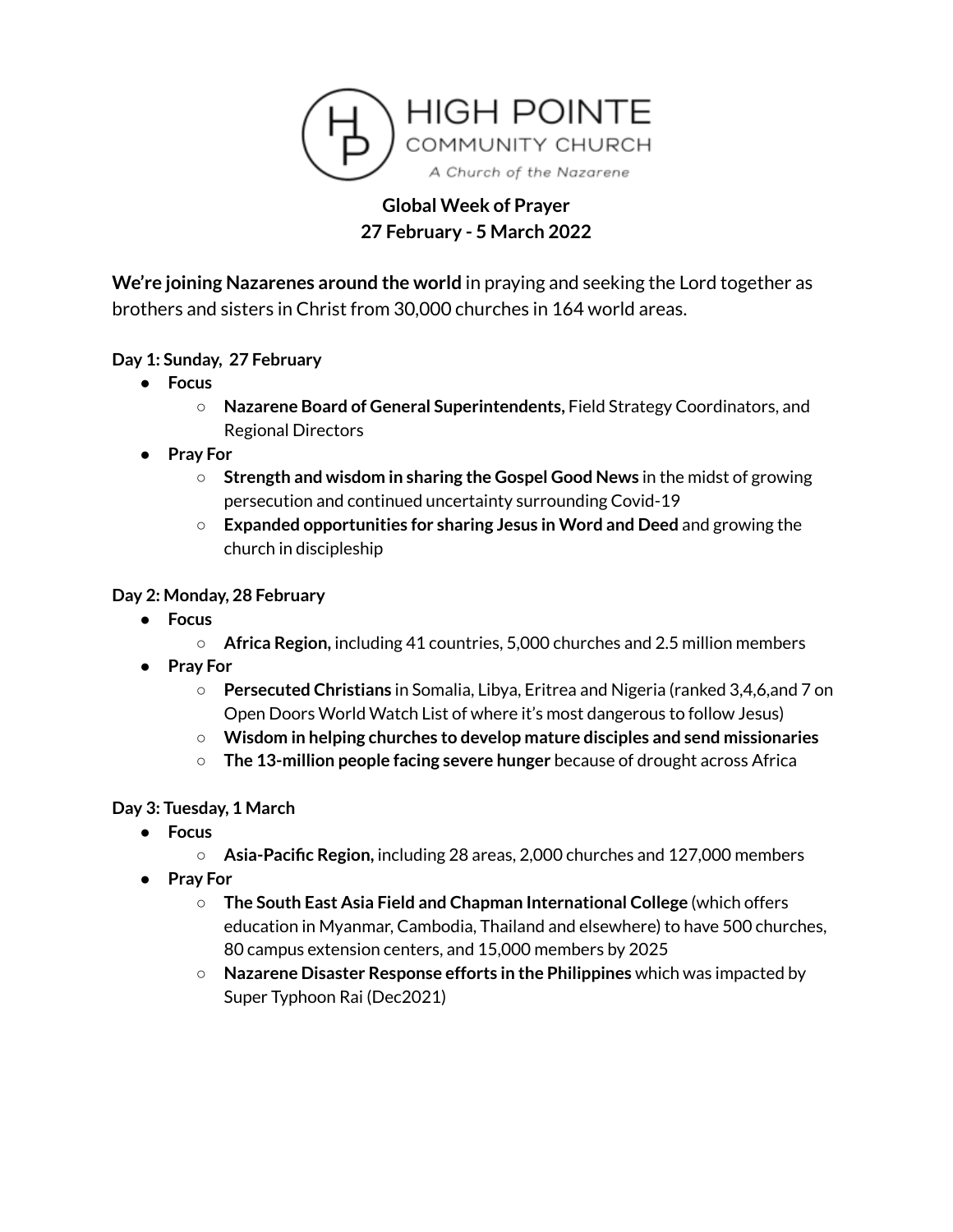HIGH POINTE
COMMUNITY CHURCH
*A Church of the Nazarene*

## Global Week of Prayer
## 27 February - 5 March 2022

**We're joining Nazarenes around the world** in praying and seeking the Lord together as brothers and sisters in Christ from 30,000 churches in 164 world areas.

**Day 1: Sunday, 27 February**

- **Focus**
  - **Nazarene Board of General Superintendents,** Field Strategy Coordinators, and Regional Directors
- **Pray For**
  - **Strength and wisdom in sharing the Gospel Good News** in the midst of growing persecution and continued uncertainty surrounding Covid-19
  - **Expanded opportunities for sharing Jesus in Word and Deed** and growing the church in discipleship

**Day 2: Monday, 28 February**

- **Focus**
  - **Africa Region,** including 41 countries, 5,000 churches and 2.5 million members
- **Pray For**
  - **Persecuted Christians** in Somalia, Libya, Eritrea and Nigeria (ranked 3,4,6,and 7 on Open Doors World Watch List of where it's most dangerous to follow Jesus)
  - **Wisdom in helping churches to develop mature disciples and send missionaries**
  - **The 13-million people facing severe hunger** because of drought across Africa

**Day 3: Tuesday, 1 March**

- **Focus**
  - **Asia-Pacific Region,** including 28 areas, 2,000 churches and 127,000 members
- **Pray For**
  - **The South East Asia Field and Chapman International College** (which offers education in Myanmar, Cambodia, Thailand and elsewhere) to have 500 churches, 80 campus extension centers, and 15,000 members by 2025
  - **Nazarene Disaster Response efforts in the Philippines** which was impacted by Super Typhoon Rai (Dec2021)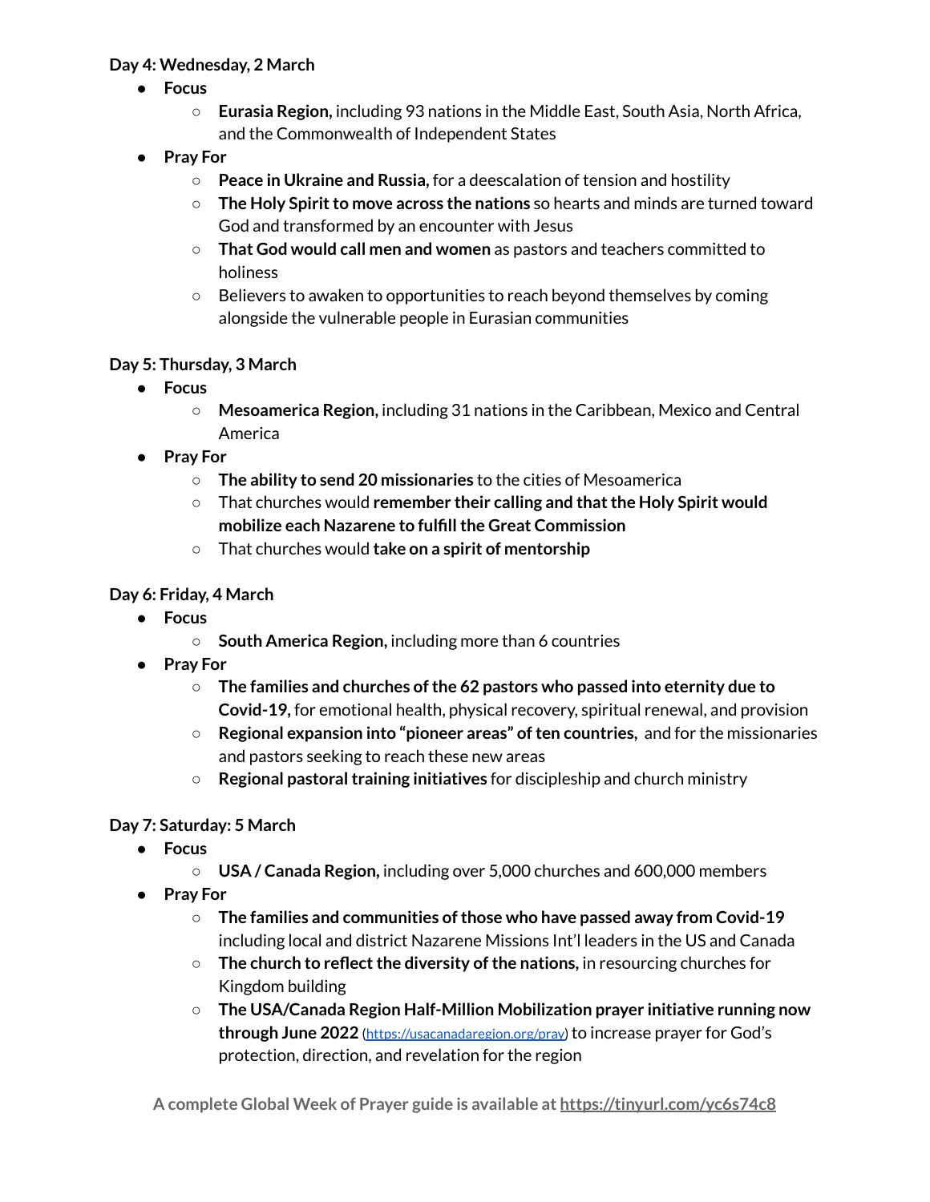**Day 4: Wednesday, 2 March**

- **Focus**
  - **Eurasia Region,** including 93 nations in the Middle East, South Asia, North Africa, and the Commonwealth of Independent States
- **Pray For**
  - **Peace in Ukraine and Russia,** for a deescalation of tension and hostility
  - **The Holy Spirit to move across the nations** so hearts and minds are turned toward God and transformed by an encounter with Jesus
  - **That God would call men and women** as pastors and teachers committed to holiness
  - Believers to awaken to opportunities to reach beyond themselves by coming alongside the vulnerable people in Eurasian communities

**Day 5: Thursday, 3 March**

- **Focus**
  - **Mesoamerica Region,** including 31 nations in the Caribbean, Mexico and Central America
- **Pray For**
  - **The ability to send 20 missionaries** to the cities of Mesoamerica
  - That churches would **remember their calling and that the Holy Spirit would mobilize each Nazarene to fulfill the Great Commission**
  - That churches would **take on a spirit of mentorship**

**Day 6: Friday, 4 March**

- **Focus**
  - **South America Region,** including more than 6 countries
- **Pray For**
  - **The families and churches of the 62 pastors who passed into eternity due to Covid-19,** for emotional health, physical recovery, spiritual renewal, and provision
  - **Regional expansion into "pioneer areas" of ten countries,** and for the missionaries and pastors seeking to reach these new areas
  - **Regional pastoral training initiatives** for discipleship and church ministry

**Day 7: Saturday: 5 March**

- **Focus**
  - **USA / Canada Region,** including over 5,000 churches and 600,000 members
- **Pray For**
  - **The families and communities of those who have passed away from Covid-19** including local and district Nazarene Missions Int'l leaders in the US and Canada
  - **The church to reflect the diversity of the nations,** in resourcing churches for Kingdom building
  - **The USA/Canada Region Half-Million Mobilization prayer initiative running now through June 2022** (https://usacanadaregion.org/pray) to increase prayer for God's protection, direction, and revelation for the region

**A complete Global Week of Prayer guide is available at https://tinyurl.com/yc6s74c8**